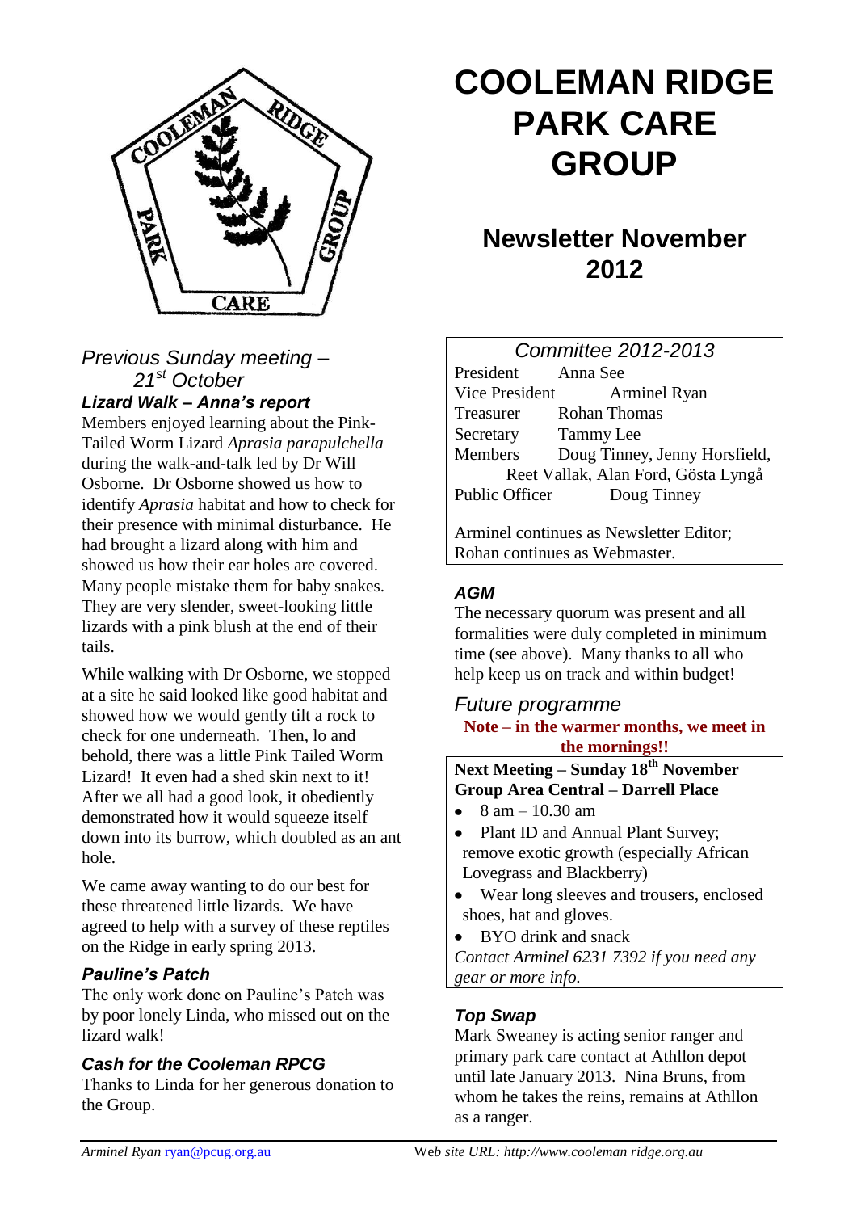# COOLEMAN RIDGE PARK CARE GROUP

## Newsletter November 2012

### *Previous Sunday meeting – 21st October*

#### *Lizard Walk – Anna's report*

Members enjoyed learning about the Pink-Tailed Worm Lizard *Aprasia parapulchella* during the walk-and-talk led by Dr Will Osborne. Dr Osborne showed us how to identify *Aprasia* habitat and how to check for their presence with minimal disturbance. He had brought a lizard along with him and showed us how their ear holes are covered. Many people mistake them for baby snakes. They are very slender, sweet-looking little lizards with a pink blush at the end of their tails.

While walking with Dr Osborne, we stopped at a site he said looked like good habitat and showed how we would gently tilt a rock to check for one underneath. Then, lo and behold, there was a little Pink Tailed Worm Lizard! It even had a shed skin next to it! After we all had a good look, it obediently demonstrated how it would squeeze itself down into its burrow, which doubled as an ant hole.

We came away wanting to do our best for these threatened little lizards. We have agreed to help with a survey of these reptiles on the Ridge in early spring 2013.

#### *Pauline's Patch*

The only work done on Pauline's Patch was by poor lonely Linda, who missed out on the lizard walk!

#### *Cash for the Cooleman RPCG*

Thanks to Linda for her generous donation to the Group.

### *Committee 2012-2013*

| | |
|---|---|
| President | Anna See |
| Vice President | Arminel Ryan |
| Treasurer | Rohan Thomas |
| Secretary | Tammy Lee |
| Members | Doug Tinney, Jenny Horsfield, Reet Vallak, Alan Ford, Gösta Lyngå |
| Public Officer | Doug Tinney |

Arminel continues as Newsletter Editor; Rohan continues as Webmaster.

#### *AGM*

The necessary quorum was present and all formalities were duly completed in minimum time (see above). Many thanks to all who help keep us on track and within budget!

### *Future programme*

**Note – in the warmer months, we meet in the mornings!!**

**Next Meeting – Sunday 18th November**
**Group Area Central – Darrell Place**

- 8 am – 10.30 am
- Plant ID and Annual Plant Survey; remove exotic growth (especially African Lovegrass and Blackberry)
- Wear long sleeves and trousers, enclosed shoes, hat and gloves.
- BYO drink and snack

*Contact Arminel 6231 7392 if you need any gear or more info.*

#### *Top Swap*

Mark Sweaney is acting senior ranger and primary park care contact at Athllon depot until late January 2013. Nina Bruns, from whom he takes the reins, remains at Athllon as a ranger.

*Arminel Ryan* ryan@pcug.org.au    *Web site URL: http://www.cooleman ridge.org.au*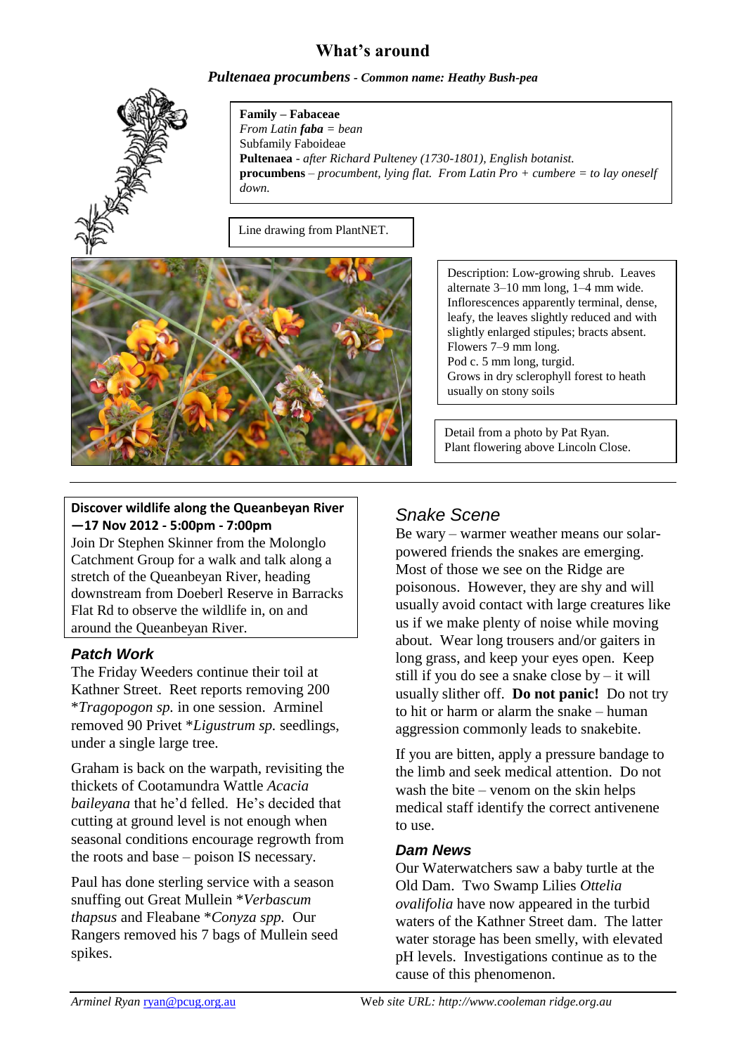# What's around

***Pultenaea procumbens** - Common name: Heathy Bush-pea*

**Family – Fabaceae**
*From Latin **faba** = bean*
Subfamily Faboideae
**Pultenaea** - *after Richard Pulteney (1730-1801), English botanist.*
**procumbens** – *procumbent, lying flat. From Latin Pro + cumbere = to lay oneself down.*

Line drawing from PlantNET.

Description: Low-growing shrub. Leaves alternate 3–10 mm long, 1–4 mm wide. Inflorescences apparently terminal, dense, leafy, the leaves slightly reduced and with slightly enlarged stipules; bracts absent.
Flowers 7–9 mm long.
Pod c. 5 mm long, turgid.
Grows in dry sclerophyll forest to heath usually on stony soils

Detail from a photo by Pat Ryan.
Plant flowering above Lincoln Close.

---

**Discover wildlife along the Queanbeyan River —17 Nov 2012 - 5:00pm - 7:00pm**

Join Dr Stephen Skinner from the Molonglo Catchment Group for a walk and talk along a stretch of the Queanbeyan River, heading downstream from Doeberl Reserve in Barracks Flat Rd to observe the wildlife in, on and around the Queanbeyan River.

### *Patch Work*

The Friday Weeders continue their toil at Kathner Street. Reet reports removing 200 **Tragopogon sp.* in one session. Arminel removed 90 Privet **Ligustrum sp.* seedlings, under a single large tree.

Graham is back on the warpath, revisiting the thickets of Cootamundra Wattle *Acacia baileyana* that he'd felled. He's decided that cutting at ground level is not enough when seasonal conditions encourage regrowth from the roots and base – poison IS necessary.

Paul has done sterling service with a season snuffing out Great Mullein **Verbascum thapsus* and Fleabane **Conyza spp.* Our Rangers removed his 7 bags of Mullein seed spikes.

## *Snake Scene*

Be wary – warmer weather means our solar-powered friends the snakes are emerging. Most of those we see on the Ridge are poisonous. However, they are shy and will usually avoid contact with large creatures like us if we make plenty of noise while moving about. Wear long trousers and/or gaiters in long grass, and keep your eyes open. Keep still if you do see a snake close by – it will usually slither off. **Do not panic!** Do not try to hit or harm or alarm the snake – human aggression commonly leads to snakebite.

If you are bitten, apply a pressure bandage to the limb and seek medical attention. Do not wash the bite – venom on the skin helps medical staff identify the correct antivenene to use.

### *Dam News*

Our Waterwatchers saw a baby turtle at the Old Dam. Two Swamp Lilies *Ottelia ovalifolia* have now appeared in the turbid waters of the Kathner Street dam. The latter water storage has been smelly, with elevated pH levels. Investigations continue as to the cause of this phenomenon.

*Arminel Ryan* ryan@pcug.org.au    *Web site URL: http://www.cooleman ridge.org.au*